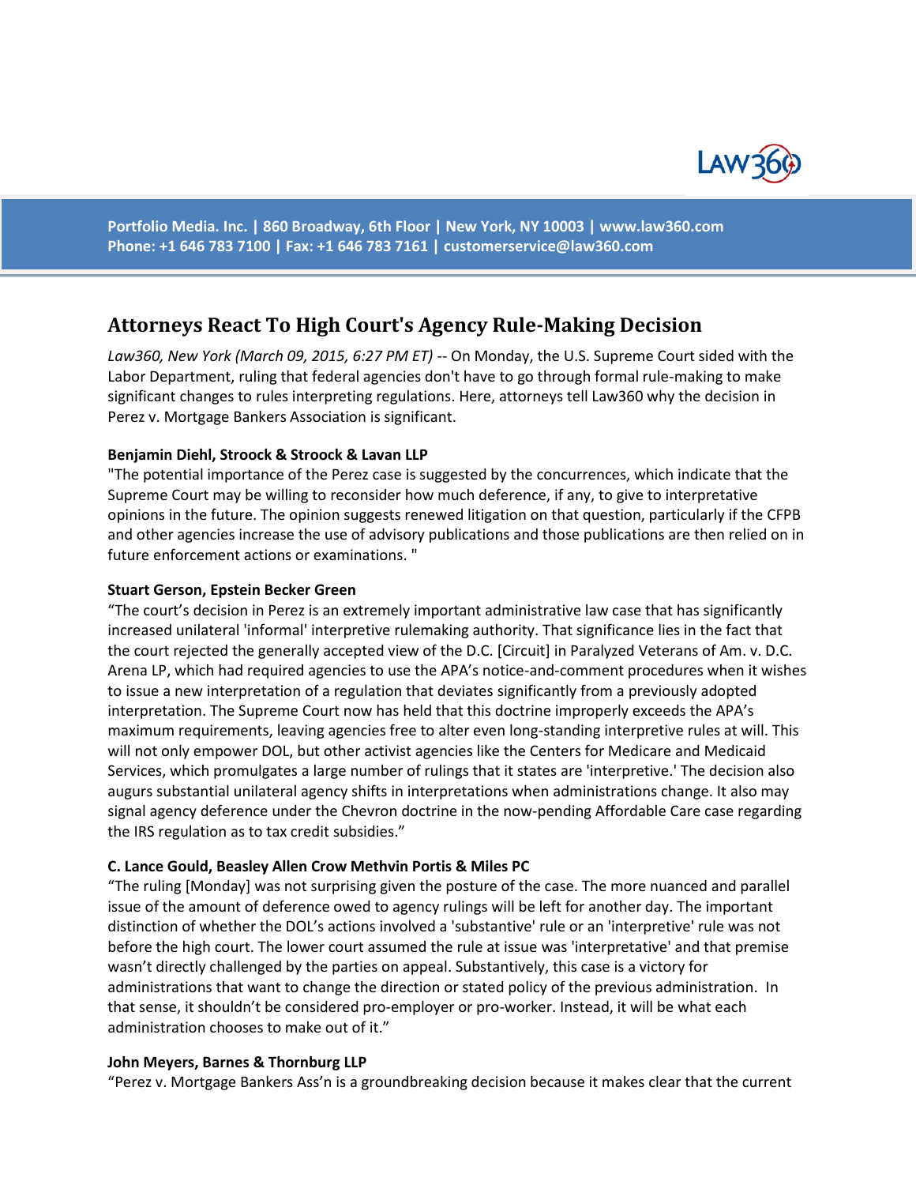Portfolio Media. Inc. | 860 Broadway, 6th Floor | New York, NY 10003 | www.law360.com
Phone: +1 646 783 7100 | Fax: +1 646 783 7161 | customerservice@law360.com

# Attorneys React To High Court's Agency Rule-Making Decision

*Law360, New York (March 09, 2015, 6:27 PM ET)* -- On Monday, the U.S. Supreme Court sided with the Labor Department, ruling that federal agencies don't have to go through formal rule-making to make significant changes to rules interpreting regulations. Here, attorneys tell Law360 why the decision in Perez v. Mortgage Bankers Association is significant.

**Benjamin Diehl, Stroock & Stroock & Lavan LLP**

"The potential importance of the Perez case is suggested by the concurrences, which indicate that the Supreme Court may be willing to reconsider how much deference, if any, to give to interpretative opinions in the future. The opinion suggests renewed litigation on that question, particularly if the CFPB and other agencies increase the use of advisory publications and those publications are then relied on in future enforcement actions or examinations. "

**Stuart Gerson, Epstein Becker Green**

"The court's decision in Perez is an extremely important administrative law case that has significantly increased unilateral 'informal' interpretive rulemaking authority. That significance lies in the fact that the court rejected the generally accepted view of the D.C. [Circuit] in Paralyzed Veterans of Am. v. D.C. Arena LP, which had required agencies to use the APA's notice-and-comment procedures when it wishes to issue a new interpretation of a regulation that deviates significantly from a previously adopted interpretation. The Supreme Court now has held that this doctrine improperly exceeds the APA's maximum requirements, leaving agencies free to alter even long-standing interpretive rules at will. This will not only empower DOL, but other activist agencies like the Centers for Medicare and Medicaid Services, which promulgates a large number of rulings that it states are 'interpretive.' The decision also augurs substantial unilateral agency shifts in interpretations when administrations change. It also may signal agency deference under the Chevron doctrine in the now-pending Affordable Care case regarding the IRS regulation as to tax credit subsidies."

**C. Lance Gould, Beasley Allen Crow Methvin Portis & Miles PC**

"The ruling [Monday] was not surprising given the posture of the case. The more nuanced and parallel issue of the amount of deference owed to agency rulings will be left for another day. The important distinction of whether the DOL's actions involved a 'substantive' rule or an 'interpretive' rule was not before the high court. The lower court assumed the rule at issue was 'interpretative' and that premise wasn't directly challenged by the parties on appeal. Substantively, this case is a victory for administrations that want to change the direction or stated policy of the previous administration. In that sense, it shouldn't be considered pro-employer or pro-worker. Instead, it will be what each administration chooses to make out of it."

**John Meyers, Barnes & Thornburg LLP**

"Perez v. Mortgage Bankers Ass'n is a groundbreaking decision because it makes clear that the current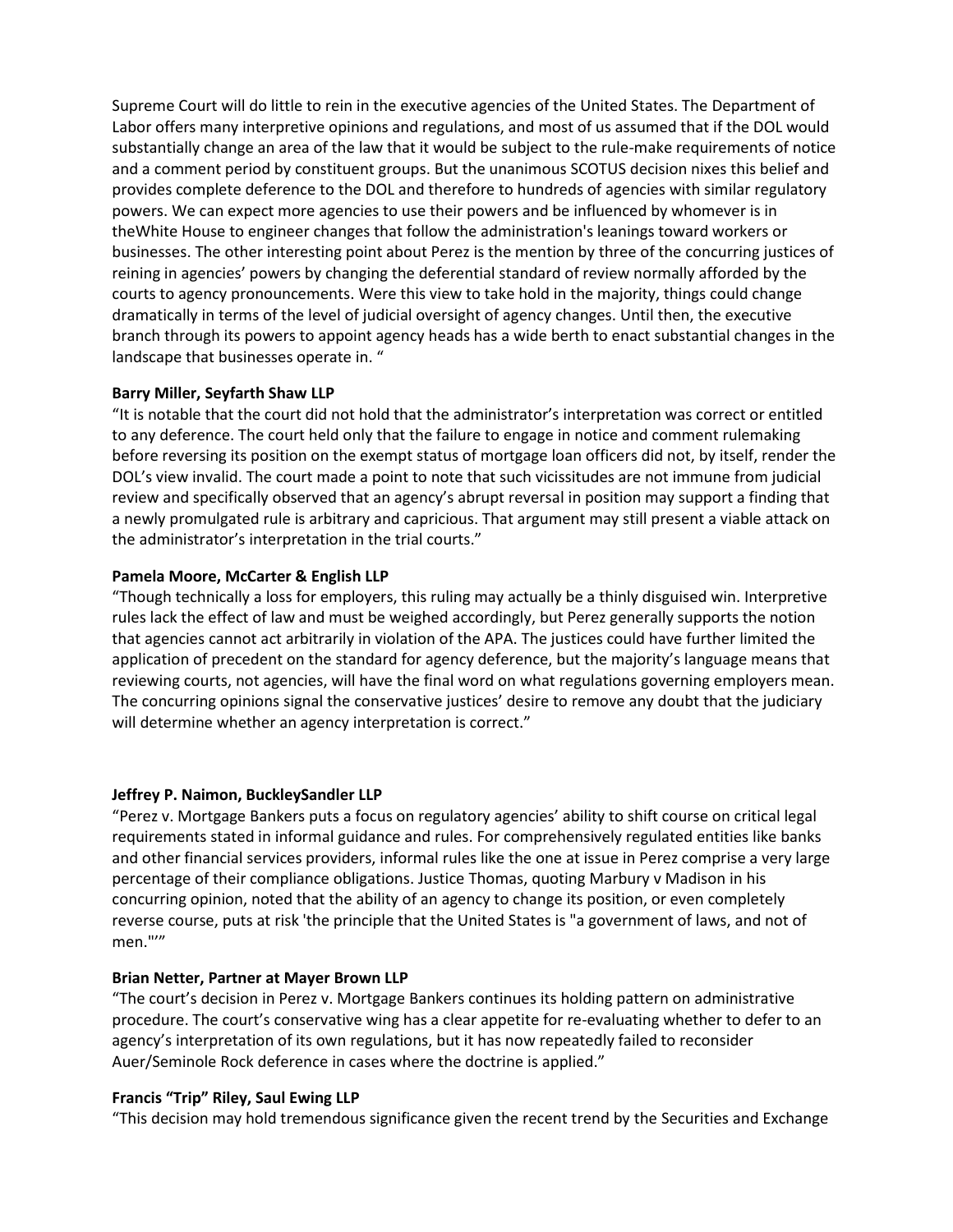Supreme Court will do little to rein in the executive agencies of the United States. The Department of Labor offers many interpretive opinions and regulations, and most of us assumed that if the DOL would substantially change an area of the law that it would be subject to the rule-make requirements of notice and a comment period by constituent groups. But the unanimous SCOTUS decision nixes this belief and provides complete deference to the DOL and therefore to hundreds of agencies with similar regulatory powers. We can expect more agencies to use their powers and be influenced by whomever is in theWhite House to engineer changes that follow the administration's leanings toward workers or businesses. The other interesting point about Perez is the mention by three of the concurring justices of reining in agencies' powers by changing the deferential standard of review normally afforded by the courts to agency pronouncements. Were this view to take hold in the majority, things could change dramatically in terms of the level of judicial oversight of agency changes. Until then, the executive branch through its powers to appoint agency heads has a wide berth to enact substantial changes in the landscape that businesses operate in. "

**Barry Miller, Seyfarth Shaw LLP**

"It is notable that the court did not hold that the administrator's interpretation was correct or entitled to any deference. The court held only that the failure to engage in notice and comment rulemaking before reversing its position on the exempt status of mortgage loan officers did not, by itself, render the DOL's view invalid. The court made a point to note that such vicissitudes are not immune from judicial review and specifically observed that an agency's abrupt reversal in position may support a finding that a newly promulgated rule is arbitrary and capricious. That argument may still present a viable attack on the administrator's interpretation in the trial courts."

**Pamela Moore, McCarter & English LLP**

"Though technically a loss for employers, this ruling may actually be a thinly disguised win. Interpretive rules lack the effect of law and must be weighed accordingly, but Perez generally supports the notion that agencies cannot act arbitrarily in violation of the APA. The justices could have further limited the application of precedent on the standard for agency deference, but the majority's language means that reviewing courts, not agencies, will have the final word on what regulations governing employers mean. The concurring opinions signal the conservative justices' desire to remove any doubt that the judiciary will determine whether an agency interpretation is correct."

**Jeffrey P. Naimon, BuckleySandler LLP**

"Perez v. Mortgage Bankers puts a focus on regulatory agencies' ability to shift course on critical legal requirements stated in informal guidance and rules. For comprehensively regulated entities like banks and other financial services providers, informal rules like the one at issue in Perez comprise a very large percentage of their compliance obligations. Justice Thomas, quoting Marbury v Madison in his concurring opinion, noted that the ability of an agency to change its position, or even completely reverse course, puts at risk 'the principle that the United States is "a government of laws, and not of men."'"

**Brian Netter, Partner at Mayer Brown LLP**

"The court's decision in Perez v. Mortgage Bankers continues its holding pattern on administrative procedure. The court's conservative wing has a clear appetite for re-evaluating whether to defer to an agency's interpretation of its own regulations, but it has now repeatedly failed to reconsider Auer/Seminole Rock deference in cases where the doctrine is applied."

**Francis "Trip" Riley, Saul Ewing LLP**

"This decision may hold tremendous significance given the recent trend by the Securities and Exchange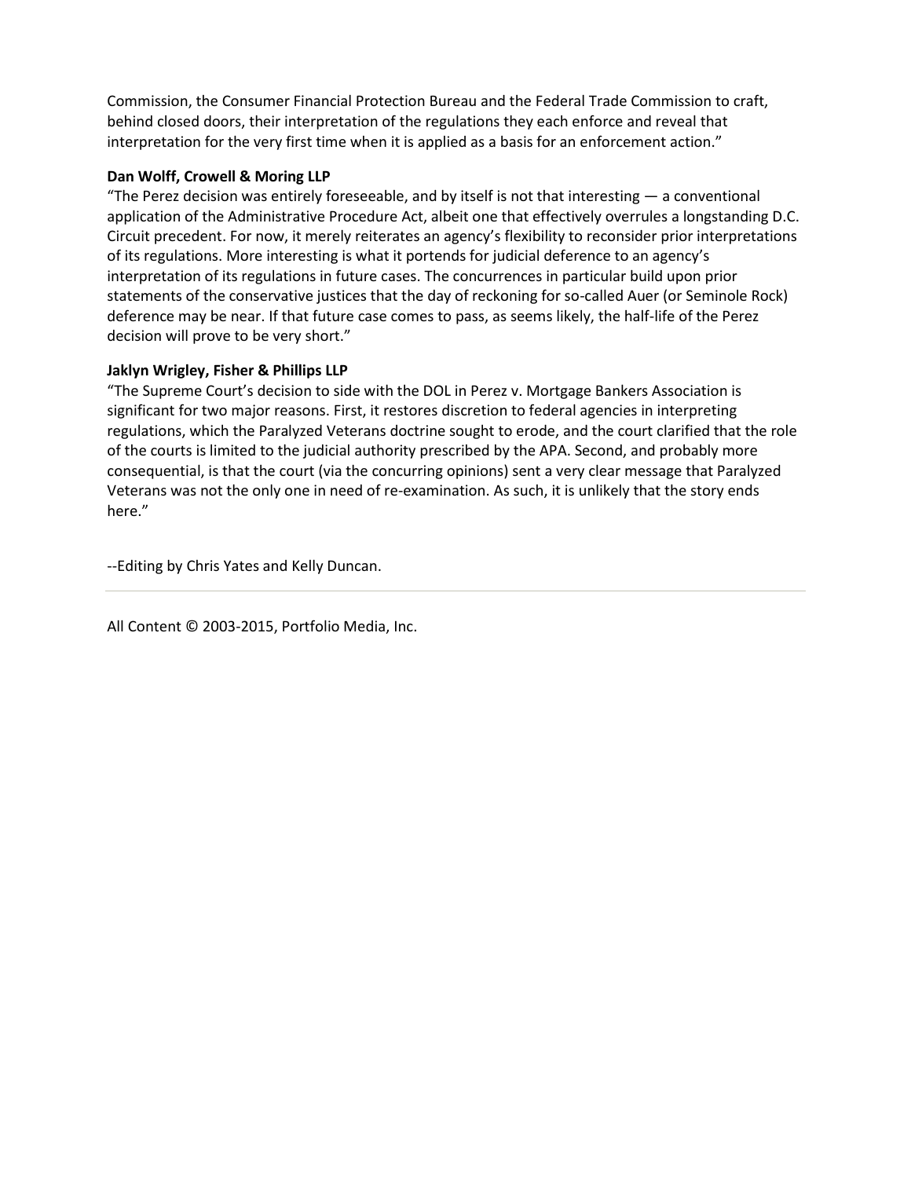Commission, the Consumer Financial Protection Bureau and the Federal Trade Commission to craft, behind closed doors, their interpretation of the regulations they each enforce and reveal that interpretation for the very first time when it is applied as a basis for an enforcement action."

**Dan Wolff, Crowell & Moring LLP**
"The Perez decision was entirely foreseeable, and by itself is not that interesting — a conventional application of the Administrative Procedure Act, albeit one that effectively overrules a longstanding D.C. Circuit precedent. For now, it merely reiterates an agency's flexibility to reconsider prior interpretations of its regulations. More interesting is what it portends for judicial deference to an agency's interpretation of its regulations in future cases. The concurrences in particular build upon prior statements of the conservative justices that the day of reckoning for so-called Auer (or Seminole Rock) deference may be near. If that future case comes to pass, as seems likely, the half-life of the Perez decision will prove to be very short."

**Jaklyn Wrigley, Fisher & Phillips LLP**
"The Supreme Court's decision to side with the DOL in Perez v. Mortgage Bankers Association is significant for two major reasons. First, it restores discretion to federal agencies in interpreting regulations, which the Paralyzed Veterans doctrine sought to erode, and the court clarified that the role of the courts is limited to the judicial authority prescribed by the APA. Second, and probably more consequential, is that the court (via the concurring opinions) sent a very clear message that Paralyzed Veterans was not the only one in need of re-examination. As such, it is unlikely that the story ends here."

--Editing by Chris Yates and Kelly Duncan.

---

All Content © 2003-2015, Portfolio Media, Inc.